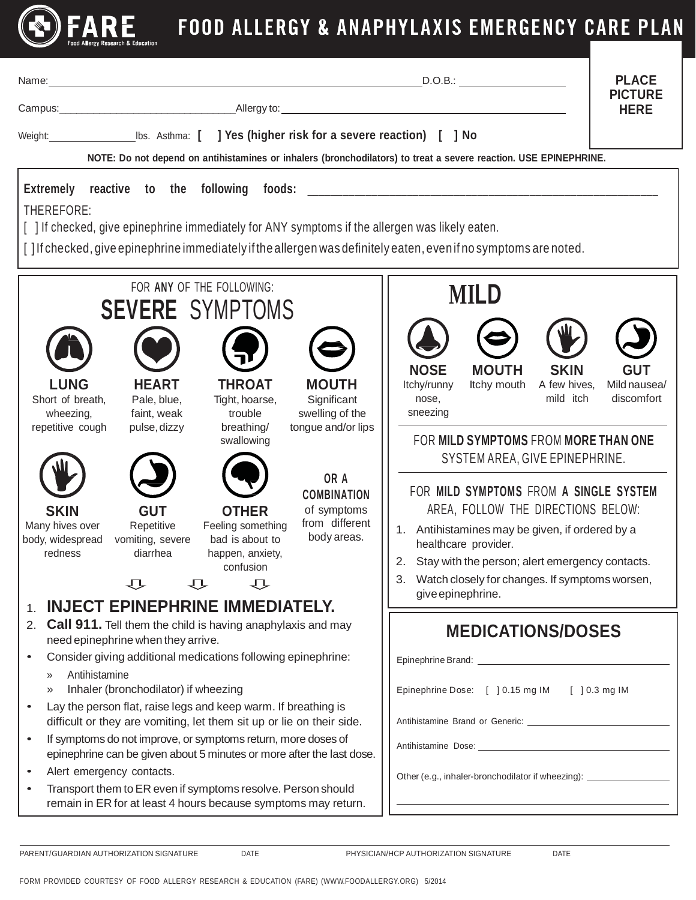# FARE — FOOD ALLERGY & ANAPHYLAXIS EMERGENCY CARE PLAN

Food Allergy Research & Education

Name: ____________________ D.O.B.: ____________

Campus: ____________________ Allergy to: ____________________

Weight: ____________ lbs. Asthma: [ ] Yes (higher risk for a severe reaction) [ ] No

PLACE PICTURE HERE

**NOTE: Do not depend on antihistamines or inhalers (bronchodilators) to treat a severe reaction. USE EPINEPHRINE.**

**Extremely reactive to the following foods:** ____________________

THEREFORE:

[ ] If checked, give epinephrine immediately for ANY symptoms if the allergen was likely eaten.

[ ] If checked, give epinephrine immediately if the allergen was definitely eaten, even if no symptoms are noted.

## FOR **ANY** OF THE FOLLOWING: **SEVERE** SYMPTOMS

- **LUNG** — Short of breath, wheezing, repetitive cough
- **HEART** — Pale, blue, faint, weak pulse, dizzy
- **THROAT** — Tight, hoarse, trouble breathing/swallowing
- **MOUTH** — Significant swelling of the tongue and/or lips
- **SKIN** — Many hives over body, widespread redness
- **GUT** — Repetitive vomiting, severe diarrhea
- **OTHER** — Feeling something bad is about to happen, anxiety, confusion

**OR A COMBINATION** of symptoms from different body areas.

1. **INJECT EPINEPHRINE IMMEDIATELY.**
2. **Call 911.** Tell them the child is having anaphylaxis and may need epinephrine when they arrive.

- Consider giving additional medications following epinephrine:
  - » Antihistamine
  - » Inhaler (bronchodilator) if wheezing
- Lay the person flat, raise legs and keep warm. If breathing is difficult or they are vomiting, let them sit up or lie on their side.
- If symptoms do not improve, or symptoms return, more doses of epinephrine can be given about 5 minutes or more after the last dose.
- Alert emergency contacts.
- Transport them to ER even if symptoms resolve. Person should remain in ER for at least 4 hours because symptoms may return.

## MILD

- **NOSE** — Itchy/runny nose, sneezing
- **MOUTH** — Itchy mouth
- **SKIN** — A few hives, mild itch
- **GUT** — Mild nausea/discomfort

FOR **MILD SYMPTOMS** FROM **MORE THAN ONE** SYSTEM AREA, GIVE EPINEPHRINE.

FOR **MILD SYMPTOMS** FROM **A SINGLE SYSTEM** AREA, FOLLOW THE DIRECTIONS BELOW:

1. Antihistamines may be given, if ordered by a healthcare provider.
2. Stay with the person; alert emergency contacts.
3. Watch closely for changes. If symptoms worsen, give epinephrine.

## MEDICATIONS/DOSES

Epinephrine Brand: ____________________

Epinephrine Dose: [ ] 0.15 mg IM [ ] 0.3 mg IM

Antihistamine Brand or Generic: ____________________

Antihistamine Dose: ____________________

Other (e.g., inhaler-bronchodilator if wheezing): ____________________

PARENT/GUARDIAN AUTHORIZATION SIGNATURE DATE PHYSICIAN/HCP AUTHORIZATION SIGNATURE DATE

FORM PROVIDED COURTESY OF FOOD ALLERGY RESEARCH & EDUCATION (FARE) (WWW.FOODALLERGY.ORG) 5/2014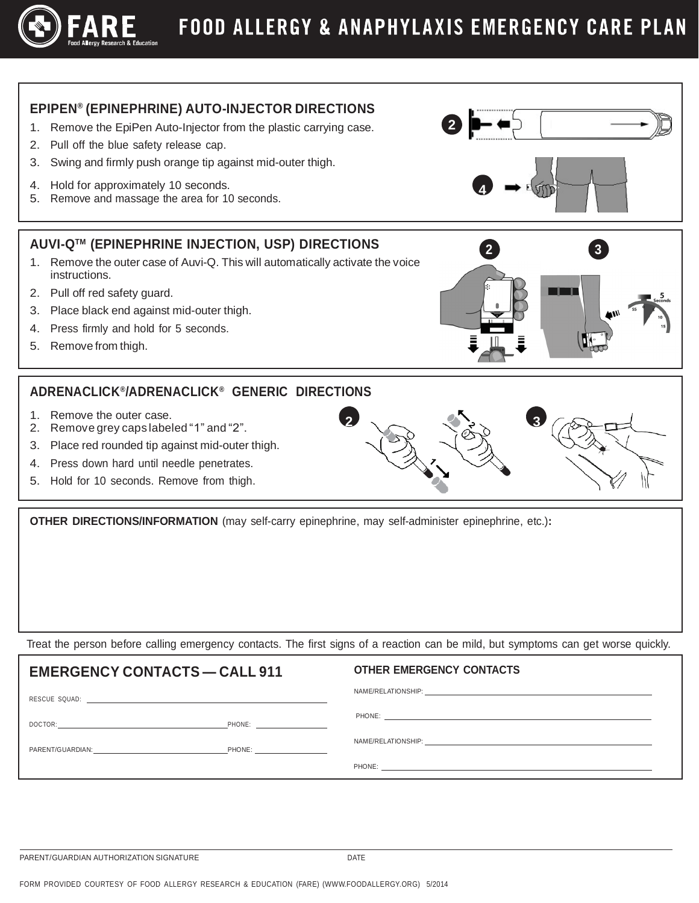# FOOD ALLERGY & ANAPHYLAXIS EMERGENCY CARE PLAN

### EPIPEN® (EPINEPHRINE) AUTO-INJECTOR DIRECTIONS

1. Remove the EpiPen Auto-Injector from the plastic carrying case.
2. Pull off the blue safety release cap.
3. Swing and firmly push orange tip against mid-outer thigh.
4. Hold for approximately 10 seconds.
5. Remove and massage the area for 10 seconds.

### AUVI-Q™ (EPINEPHRINE INJECTION, USP) DIRECTIONS

1. Remove the outer case of Auvi-Q. This will automatically activate the voice instructions.
2. Pull off red safety guard.
3. Place black end against mid-outer thigh.
4. Press firmly and hold for 5 seconds.
5. Remove from thigh.

### ADRENACLICK®/ADRENACLICK® GENERIC DIRECTIONS

1. Remove the outer case.
2. Remove grey caps labeled "1" and "2".
3. Place red rounded tip against mid-outer thigh.
4. Press down hard until needle penetrates.
5. Hold for 10 seconds. Remove from thigh.

**OTHER DIRECTIONS/INFORMATION** (may self-carry epinephrine, may self-administer epinephrine, etc.)**:**

Treat the person before calling emergency contacts. The first signs of a reaction can be mild, but symptoms can get worse quickly.

### EMERGENCY CONTACTS — CALL 911

RESCUE SQUAD: ______________________

DOCTOR: ______________________ PHONE: ______________________

PARENT/GUARDIAN: ______________________ PHONE: ______________________

### OTHER EMERGENCY CONTACTS

NAME/RELATIONSHIP: ______________________

PHONE: ______________________

NAME/RELATIONSHIP: ______________________

PHONE: ______________________

PARENT/GUARDIAN AUTHORIZATION SIGNATURE ______________________ DATE ______________________

FORM PROVIDED COURTESY OF FOOD ALLERGY RESEARCH & EDUCATION (FARE) (WWW.FOODALLERGY.ORG) 5/2014